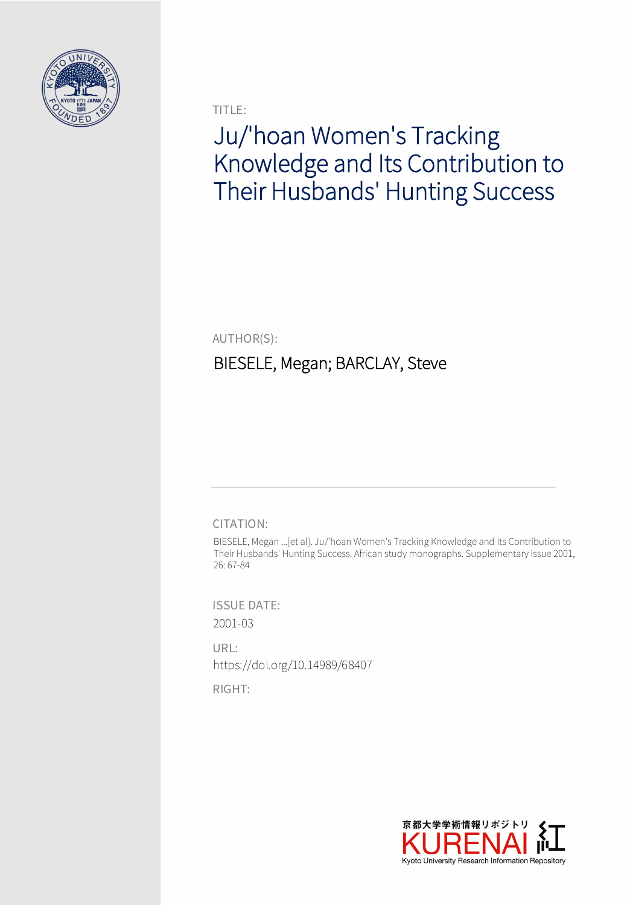TITLE:

# Ju/'hoan Women's Tracking Knowledge and Its Contribution to Their Husbands' Hunting Success

AUTHOR(S):

BIESELE, Megan; BARCLAY, Steve

CITATION:

BIESELE, Megan ...[et al]. Ju/'hoan Women's Tracking Knowledge and Its Contribution to Their Husbands' Hunting Success. African study monographs. Supplementary issue 2001, 26: 67-84

ISSUE DATE:

2001-03

URL:

https://doi.org/10.14989/68407

RIGHT: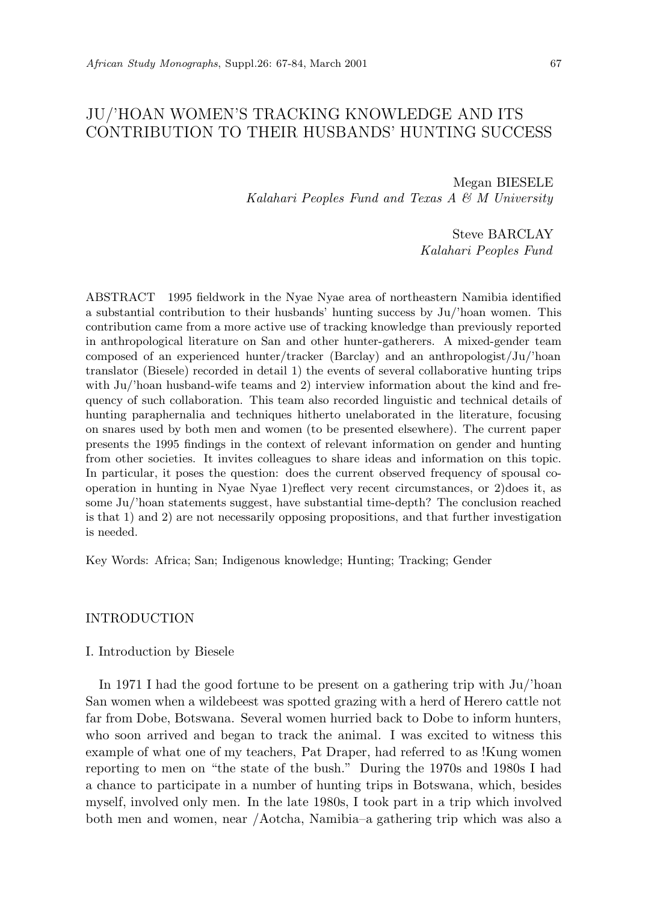# JU/'HOAN WOMEN'S TRACKING KNOWLEDGE AND ITS CONTRIBUTION TO THEIR HUSBANDS' HUNTING SUCCESS

Megan BIESELE
*Kalahari Peoples Fund and Texas A & M University*

Steve BARCLAY
*Kalahari Peoples Fund*

ABSTRACT 1995 fieldwork in the Nyae Nyae area of northeastern Namibia identified a substantial contribution to their husbands' hunting success by Ju/'hoan women. This contribution came from a more active use of tracking knowledge than previously reported in anthropological literature on San and other hunter-gatherers. A mixed-gender team composed of an experienced hunter/tracker (Barclay) and an anthropologist/Ju/'hoan translator (Biesele) recorded in detail 1) the events of several collaborative hunting trips with Ju/'hoan husband-wife teams and 2) interview information about the kind and frequency of such collaboration. This team also recorded linguistic and technical details of hunting paraphernalia and techniques hitherto unelaborated in the literature, focusing on snares used by both men and women (to be presented elsewhere). The current paper presents the 1995 findings in the context of relevant information on gender and hunting from other societies. It invites colleagues to share ideas and information on this topic. In particular, it poses the question: does the current observed frequency of spousal co-operation in hunting in Nyae Nyae 1)reflect very recent circumstances, or 2)does it, as some Ju/'hoan statements suggest, have substantial time-depth? The conclusion reached is that 1) and 2) are not necessarily opposing propositions, and that further investigation is needed.

Key Words: Africa; San; Indigenous knowledge; Hunting; Tracking; Gender

## INTRODUCTION

### I. Introduction by Biesele

In 1971 I had the good fortune to be present on a gathering trip with Ju/'hoan San women when a wildebeest was spotted grazing with a herd of Herero cattle not far from Dobe, Botswana. Several women hurried back to Dobe to inform hunters, who soon arrived and began to track the animal. I was excited to witness this example of what one of my teachers, Pat Draper, had referred to as !Kung women reporting to men on "the state of the bush." During the 1970s and 1980s I had a chance to participate in a number of hunting trips in Botswana, which, besides myself, involved only men. In the late 1980s, I took part in a trip which involved both men and women, near /Aotcha, Namibia–a gathering trip which was also a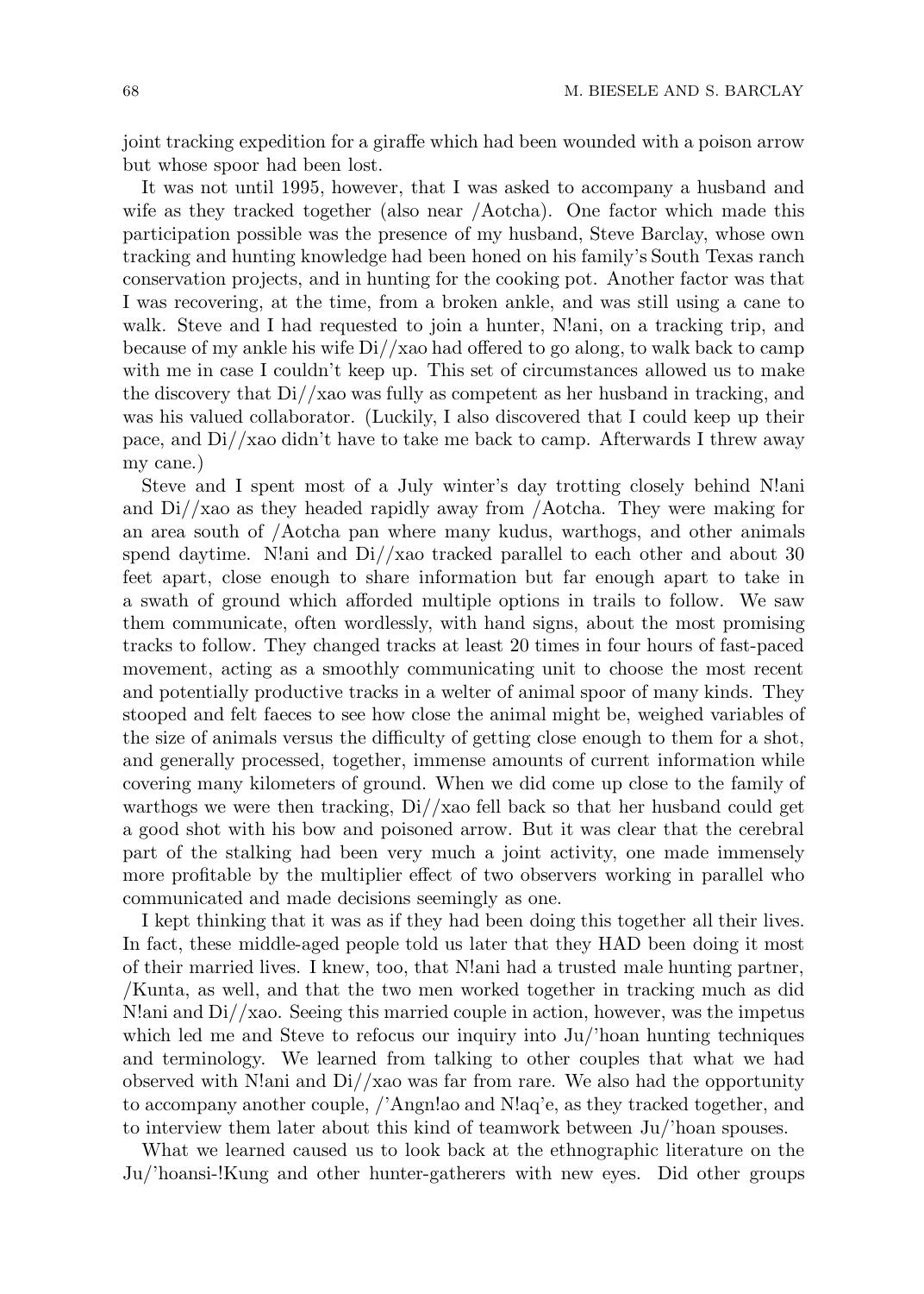joint tracking expedition for a giraffe which had been wounded with a poison arrow but whose spoor had been lost.

It was not until 1995, however, that I was asked to accompany a husband and wife as they tracked together (also near /Aotcha). One factor which made this participation possible was the presence of my husband, Steve Barclay, whose own tracking and hunting knowledge had been honed on his family's South Texas ranch conservation projects, and in hunting for the cooking pot. Another factor was that I was recovering, at the time, from a broken ankle, and was still using a cane to walk. Steve and I had requested to join a hunter, N!ani, on a tracking trip, and because of my ankle his wife Di//xao had offered to go along, to walk back to camp with me in case I couldn't keep up. This set of circumstances allowed us to make the discovery that Di//xao was fully as competent as her husband in tracking, and was his valued collaborator. (Luckily, I also discovered that I could keep up their pace, and Di//xao didn't have to take me back to camp. Afterwards I threw away my cane.)

Steve and I spent most of a July winter's day trotting closely behind N!ani and Di//xao as they headed rapidly away from /Aotcha. They were making for an area south of /Aotcha pan where many kudus, warthogs, and other animals spend daytime. N!ani and Di//xao tracked parallel to each other and about 30 feet apart, close enough to share information but far enough apart to take in a swath of ground which afforded multiple options in trails to follow. We saw them communicate, often wordlessly, with hand signs, about the most promising tracks to follow. They changed tracks at least 20 times in four hours of fast-paced movement, acting as a smoothly communicating unit to choose the most recent and potentially productive tracks in a welter of animal spoor of many kinds. They stooped and felt faeces to see how close the animal might be, weighed variables of the size of animals versus the difficulty of getting close enough to them for a shot, and generally processed, together, immense amounts of current information while covering many kilometers of ground. When we did come up close to the family of warthogs we were then tracking, Di//xao fell back so that her husband could get a good shot with his bow and poisoned arrow. But it was clear that the cerebral part of the stalking had been very much a joint activity, one made immensely more profitable by the multiplier effect of two observers working in parallel who communicated and made decisions seemingly as one.

I kept thinking that it was as if they had been doing this together all their lives. In fact, these middle-aged people told us later that they HAD been doing it most of their married lives. I knew, too, that N!ani had a trusted male hunting partner, /Kunta, as well, and that the two men worked together in tracking much as did N!ani and Di//xao. Seeing this married couple in action, however, was the impetus which led me and Steve to refocus our inquiry into Ju/'hoan hunting techniques and terminology. We learned from talking to other couples that what we had observed with N!ani and Di//xao was far from rare. We also had the opportunity to accompany another couple, /'Angn!ao and N!aq'e, as they tracked together, and to interview them later about this kind of teamwork between Ju/'hoan spouses.

What we learned caused us to look back at the ethnographic literature on the Ju/'hoansi-!Kung and other hunter-gatherers with new eyes. Did other groups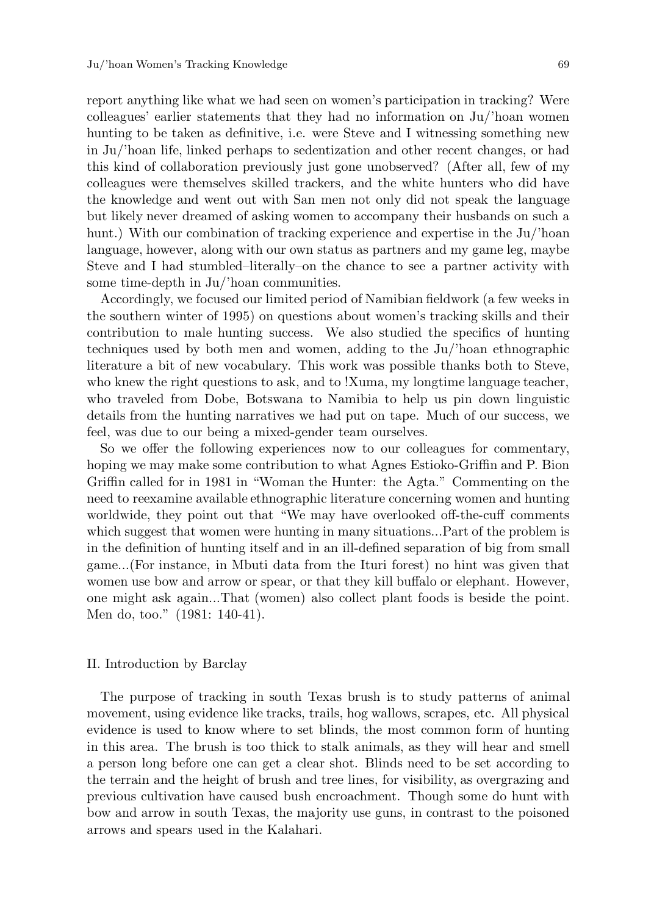report anything like what we had seen on women's participation in tracking? Were colleagues' earlier statements that they had no information on Ju/'hoan women hunting to be taken as definitive, i.e. were Steve and I witnessing something new in Ju/'hoan life, linked perhaps to sedentization and other recent changes, or had this kind of collaboration previously just gone unobserved? (After all, few of my colleagues were themselves skilled trackers, and the white hunters who did have the knowledge and went out with San men not only did not speak the language but likely never dreamed of asking women to accompany their husbands on such a hunt.) With our combination of tracking experience and expertise in the Ju/'hoan language, however, along with our own status as partners and my game leg, maybe Steve and I had stumbled–literally–on the chance to see a partner activity with some time-depth in Ju/'hoan communities.

Accordingly, we focused our limited period of Namibian fieldwork (a few weeks in the southern winter of 1995) on questions about women's tracking skills and their contribution to male hunting success. We also studied the specifics of hunting techniques used by both men and women, adding to the Ju/'hoan ethnographic literature a bit of new vocabulary. This work was possible thanks both to Steve, who knew the right questions to ask, and to !Xuma, my longtime language teacher, who traveled from Dobe, Botswana to Namibia to help us pin down linguistic details from the hunting narratives we had put on tape. Much of our success, we feel, was due to our being a mixed-gender team ourselves.

So we offer the following experiences now to our colleagues for commentary, hoping we may make some contribution to what Agnes Estioko-Griffin and P. Bion Griffin called for in 1981 in "Woman the Hunter: the Agta." Commenting on the need to reexamine available ethnographic literature concerning women and hunting worldwide, they point out that "We may have overlooked off-the-cuff comments which suggest that women were hunting in many situations...Part of the problem is in the definition of hunting itself and in an ill-defined separation of big from small game...(For instance, in Mbuti data from the Ituri forest) no hint was given that women use bow and arrow or spear, or that they kill buffalo or elephant. However, one might ask again...That (women) also collect plant foods is beside the point. Men do, too." (1981: 140-41).

## II. Introduction by Barclay

The purpose of tracking in south Texas brush is to study patterns of animal movement, using evidence like tracks, trails, hog wallows, scrapes, etc. All physical evidence is used to know where to set blinds, the most common form of hunting in this area. The brush is too thick to stalk animals, as they will hear and smell a person long before one can get a clear shot. Blinds need to be set according to the terrain and the height of brush and tree lines, for visibility, as overgrazing and previous cultivation have caused bush encroachment. Though some do hunt with bow and arrow in south Texas, the majority use guns, in contrast to the poisoned arrows and spears used in the Kalahari.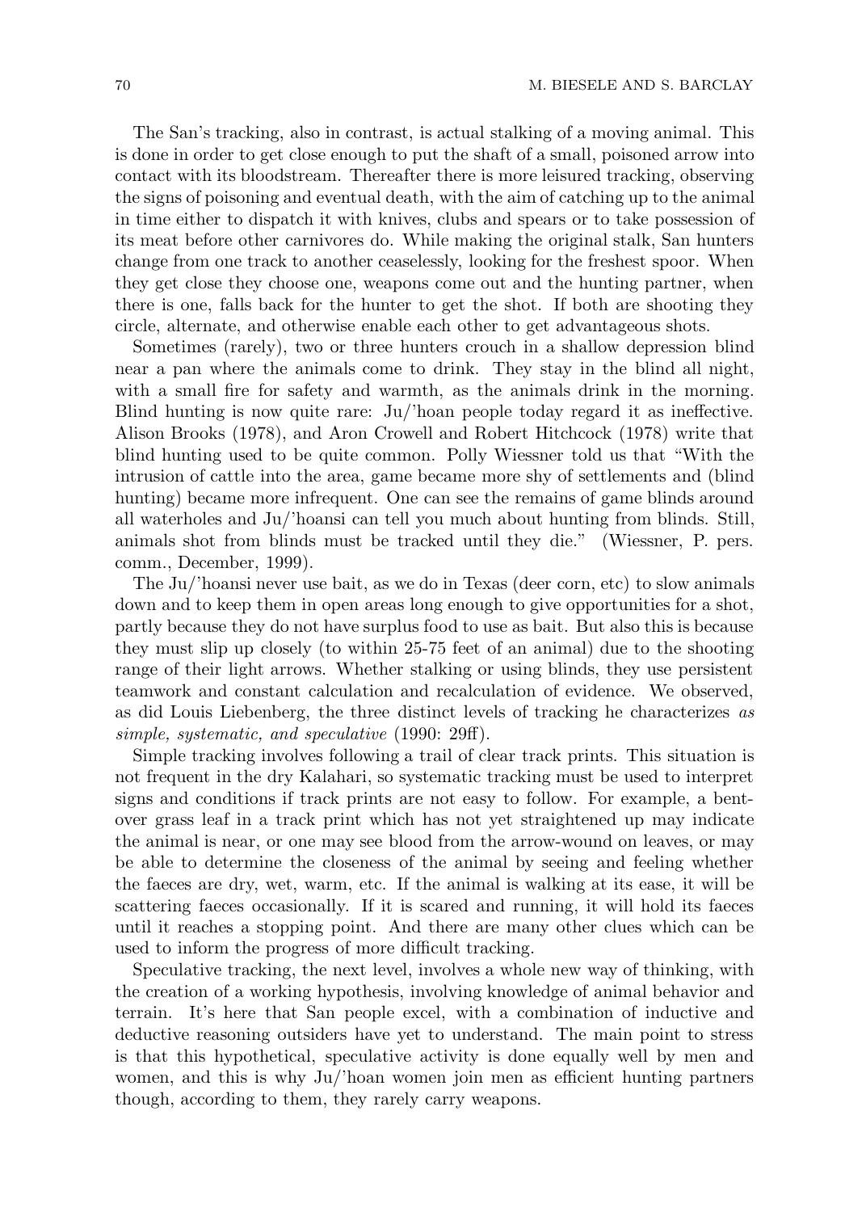The San's tracking, also in contrast, is actual stalking of a moving animal. This is done in order to get close enough to put the shaft of a small, poisoned arrow into contact with its bloodstream. Thereafter there is more leisured tracking, observing the signs of poisoning and eventual death, with the aim of catching up to the animal in time either to dispatch it with knives, clubs and spears or to take possession of its meat before other carnivores do. While making the original stalk, San hunters change from one track to another ceaselessly, looking for the freshest spoor. When they get close they choose one, weapons come out and the hunting partner, when there is one, falls back for the hunter to get the shot. If both are shooting they circle, alternate, and otherwise enable each other to get advantageous shots.

Sometimes (rarely), two or three hunters crouch in a shallow depression blind near a pan where the animals come to drink. They stay in the blind all night, with a small fire for safety and warmth, as the animals drink in the morning. Blind hunting is now quite rare: Ju/'hoan people today regard it as ineffective. Alison Brooks (1978), and Aron Crowell and Robert Hitchcock (1978) write that blind hunting used to be quite common. Polly Wiessner told us that "With the intrusion of cattle into the area, game became more shy of settlements and (blind hunting) became more infrequent. One can see the remains of game blinds around all waterholes and Ju/'hoansi can tell you much about hunting from blinds. Still, animals shot from blinds must be tracked until they die." (Wiessner, P. pers. comm., December, 1999).

The Ju/'hoansi never use bait, as we do in Texas (deer corn, etc) to slow animals down and to keep them in open areas long enough to give opportunities for a shot, partly because they do not have surplus food to use as bait. But also this is because they must slip up closely (to within 25-75 feet of an animal) due to the shooting range of their light arrows. Whether stalking or using blinds, they use persistent teamwork and constant calculation and recalculation of evidence. We observed, as did Louis Liebenberg, the three distinct levels of tracking he characterizes *as simple, systematic, and speculative* (1990: 29ff).

Simple tracking involves following a trail of clear track prints. This situation is not frequent in the dry Kalahari, so systematic tracking must be used to interpret signs and conditions if track prints are not easy to follow. For example, a bent-over grass leaf in a track print which has not yet straightened up may indicate the animal is near, or one may see blood from the arrow-wound on leaves, or may be able to determine the closeness of the animal by seeing and feeling whether the faeces are dry, wet, warm, etc. If the animal is walking at its ease, it will be scattering faeces occasionally. If it is scared and running, it will hold its faeces until it reaches a stopping point. And there are many other clues which can be used to inform the progress of more difficult tracking.

Speculative tracking, the next level, involves a whole new way of thinking, with the creation of a working hypothesis, involving knowledge of animal behavior and terrain. It's here that San people excel, with a combination of inductive and deductive reasoning outsiders have yet to understand. The main point to stress is that this hypothetical, speculative activity is done equally well by men and women, and this is why Ju/'hoan women join men as efficient hunting partners though, according to them, they rarely carry weapons.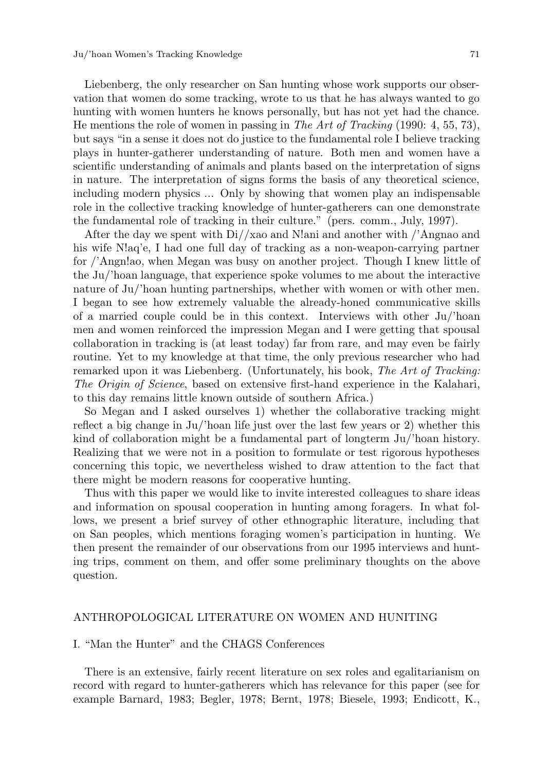Liebenberg, the only researcher on San hunting whose work supports our observation that women do some tracking, wrote to us that he has always wanted to go hunting with women hunters he knows personally, but has not yet had the chance. He mentions the role of women in passing in *The Art of Tracking* (1990: 4, 55, 73), but says "in a sense it does not do justice to the fundamental role I believe tracking plays in hunter-gatherer understanding of nature. Both men and women have a scientific understanding of animals and plants based on the interpretation of signs in nature. The interpretation of signs forms the basis of any theoretical science, including modern physics ... Only by showing that women play an indispensable role in the collective tracking knowledge of hunter-gatherers can one demonstrate the fundamental role of tracking in their culture." (pers. comm., July, 1997).

After the day we spent with Di//xao and N!ani and another with /'Angnao and his wife N!aq'e, I had one full day of tracking as a non-weapon-carrying partner for /'Angn!ao, when Megan was busy on another project. Though I knew little of the Ju/'hoan language, that experience spoke volumes to me about the interactive nature of Ju/'hoan hunting partnerships, whether with women or with other men. I began to see how extremely valuable the already-honed communicative skills of a married couple could be in this context. Interviews with other Ju/'hoan men and women reinforced the impression Megan and I were getting that spousal collaboration in tracking is (at least today) far from rare, and may even be fairly routine. Yet to my knowledge at that time, the only previous researcher who had remarked upon it was Liebenberg. (Unfortunately, his book, *The Art of Tracking: The Origin of Science*, based on extensive first-hand experience in the Kalahari, to this day remains little known outside of southern Africa.)

So Megan and I asked ourselves 1) whether the collaborative tracking might reflect a big change in Ju/'hoan life just over the last few years or 2) whether this kind of collaboration might be a fundamental part of longterm Ju/'hoan history. Realizing that we were not in a position to formulate or test rigorous hypotheses concerning this topic, we nevertheless wished to draw attention to the fact that there might be modern reasons for cooperative hunting.

Thus with this paper we would like to invite interested colleagues to share ideas and information on spousal cooperation in hunting among foragers. In what follows, we present a brief survey of other ethnographic literature, including that on San peoples, which mentions foraging women's participation in hunting. We then present the remainder of our observations from our 1995 interviews and hunting trips, comment on them, and offer some preliminary thoughts on the above question.

## ANTHROPOLOGICAL LITERATURE ON WOMEN AND HUNITING

### I. "Man the Hunter" and the CHAGS Conferences

There is an extensive, fairly recent literature on sex roles and egalitarianism on record with regard to hunter-gatherers which has relevance for this paper (see for example Barnard, 1983; Begler, 1978; Bernt, 1978; Biesele, 1993; Endicott, K.,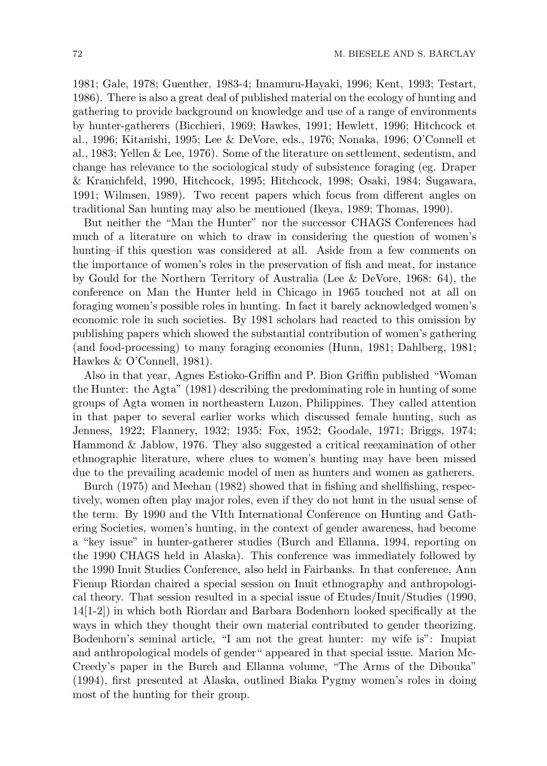1981; Gale, 1978; Guenther, 1983-4; Imamuru-Hayaki, 1996; Kent, 1993; Testart, 1986). There is also a great deal of published material on the ecology of hunting and gathering to provide background on knowledge and use of a range of environments by hunter-gatherers (Bicchieri, 1969; Hawkes, 1991; Hewlett, 1996; Hitchcock et al., 1996; Kitanishi, 1995; Lee & DeVore, eds., 1976; Nonaka, 1996; O'Connell et al., 1983; Yellen & Lee, 1976). Some of the literature on settlement, sedentism, and change has relevance to the sociological study of subsistence foraging (eg. Draper & Kranichfeld, 1990, Hitchcock, 1995; Hitchcock, 1998; Osaki, 1984; Sugawara, 1991; Wilmsen, 1989). Two recent papers which focus from different angles on traditional San hunting may also be mentioned (Ikeya, 1989; Thomas, 1990).

But neither the "Man the Hunter" nor the successor CHAGS Conferences had much of a literature on which to draw in considering the question of women's hunting–if this question was considered at all. Aside from a few comments on the importance of women's roles in the preservation of fish and meat, for instance by Gould for the Northern Territory of Australia (Lee & DeVore, 1968: 64), the conference on Man the Hunter held in Chicago in 1965 touched not at all on foraging women's possible roles in hunting. In fact it barely acknowledged women's economic role in such societies. By 1981 scholars had reacted to this omission by publishing papers which showed the substantial contribution of women's gathering (and food-processing) to many foraging economies (Hunn, 1981; Dahlberg, 1981; Hawkes & O'Connell, 1981).

Also in that year, Agnes Estioko-Griffin and P. Bion Griffin published "Woman the Hunter: the Agta" (1981) describing the predominating role in hunting of some groups of Agta women in northeastern Luzon, Philippines. They called attention in that paper to several earlier works which discussed female hunting, such as Jenness, 1922; Flannery, 1932; 1935; Fox, 1952; Goodale, 1971; Briggs, 1974; Hammond & Jablow, 1976. They also suggested a critical reexamination of other ethnographic literature, where clues to women's hunting may have been missed due to the prevailing academic model of men as hunters and women as gatherers.

Burch (1975) and Meehan (1982) showed that in fishing and shellfishing, respectively, women often play major roles, even if they do not hunt in the usual sense of the term. By 1990 and the VIth International Conference on Hunting and Gathering Societies, women's hunting, in the context of gender awareness, had become a "key issue" in hunter-gatherer studies (Burch and Ellanna, 1994, reporting on the 1990 CHAGS held in Alaska). This conference was immediately followed by the 1990 Inuit Studies Conference, also held in Fairbanks. In that conference, Ann Fienup Riordan chaired a special session on Inuit ethnography and anthropological theory. That session resulted in a special issue of Etudes/Inuit/Studies (1990, 14[1-2]) in which both Riordan and Barbara Bodenhorn looked specifically at the ways in which they thought their own material contributed to gender theorizing. Bodenhorn's seminal article, "I am not the great hunter: my wife is": Inupiat and anthropological models of gender" appeared in that special issue. Marion McCreedy's paper in the Burch and Ellanna volume, "The Arms of the Dibouka" (1994), first presented at Alaska, outlined Biaka Pygmy women's roles in doing most of the hunting for their group.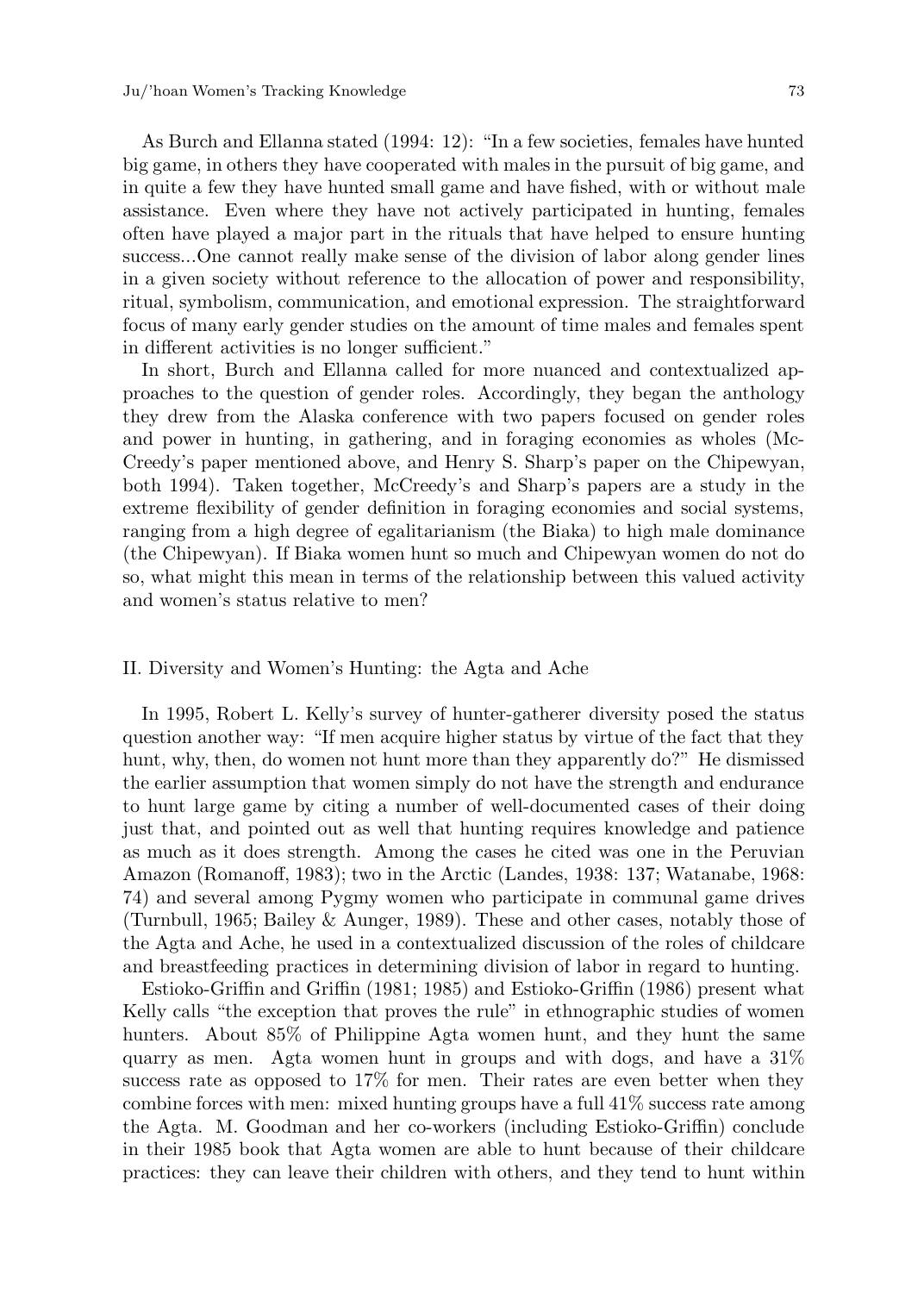As Burch and Ellanna stated (1994: 12): "In a few societies, females have hunted big game, in others they have cooperated with males in the pursuit of big game, and in quite a few they have hunted small game and have fished, with or without male assistance. Even where they have not actively participated in hunting, females often have played a major part in the rituals that have helped to ensure hunting success...One cannot really make sense of the division of labor along gender lines in a given society without reference to the allocation of power and responsibility, ritual, symbolism, communication, and emotional expression. The straightforward focus of many early gender studies on the amount of time males and females spent in different activities is no longer sufficient."

In short, Burch and Ellanna called for more nuanced and contextualized approaches to the question of gender roles. Accordingly, they began the anthology they drew from the Alaska conference with two papers focused on gender roles and power in hunting, in gathering, and in foraging economies as wholes (McCreedy's paper mentioned above, and Henry S. Sharp's paper on the Chipewyan, both 1994). Taken together, McCreedy's and Sharp's papers are a study in the extreme flexibility of gender definition in foraging economies and social systems, ranging from a high degree of egalitarianism (the Biaka) to high male dominance (the Chipewyan). If Biaka women hunt so much and Chipewyan women do not do so, what might this mean in terms of the relationship between this valued activity and women's status relative to men?

## II. Diversity and Women's Hunting: the Agta and Ache

In 1995, Robert L. Kelly's survey of hunter-gatherer diversity posed the status question another way: "If men acquire higher status by virtue of the fact that they hunt, why, then, do women not hunt more than they apparently do?" He dismissed the earlier assumption that women simply do not have the strength and endurance to hunt large game by citing a number of well-documented cases of their doing just that, and pointed out as well that hunting requires knowledge and patience as much as it does strength. Among the cases he cited was one in the Peruvian Amazon (Romanoff, 1983); two in the Arctic (Landes, 1938: 137; Watanabe, 1968: 74) and several among Pygmy women who participate in communal game drives (Turnbull, 1965; Bailey & Aunger, 1989). These and other cases, notably those of the Agta and Ache, he used in a contextualized discussion of the roles of childcare and breastfeeding practices in determining division of labor in regard to hunting.

Estioko-Griffin and Griffin (1981; 1985) and Estioko-Griffin (1986) present what Kelly calls "the exception that proves the rule" in ethnographic studies of women hunters. About 85% of Philippine Agta women hunt, and they hunt the same quarry as men. Agta women hunt in groups and with dogs, and have a 31% success rate as opposed to 17% for men. Their rates are even better when they combine forces with men: mixed hunting groups have a full 41% success rate among the Agta. M. Goodman and her co-workers (including Estioko-Griffin) conclude in their 1985 book that Agta women are able to hunt because of their childcare practices: they can leave their children with others, and they tend to hunt within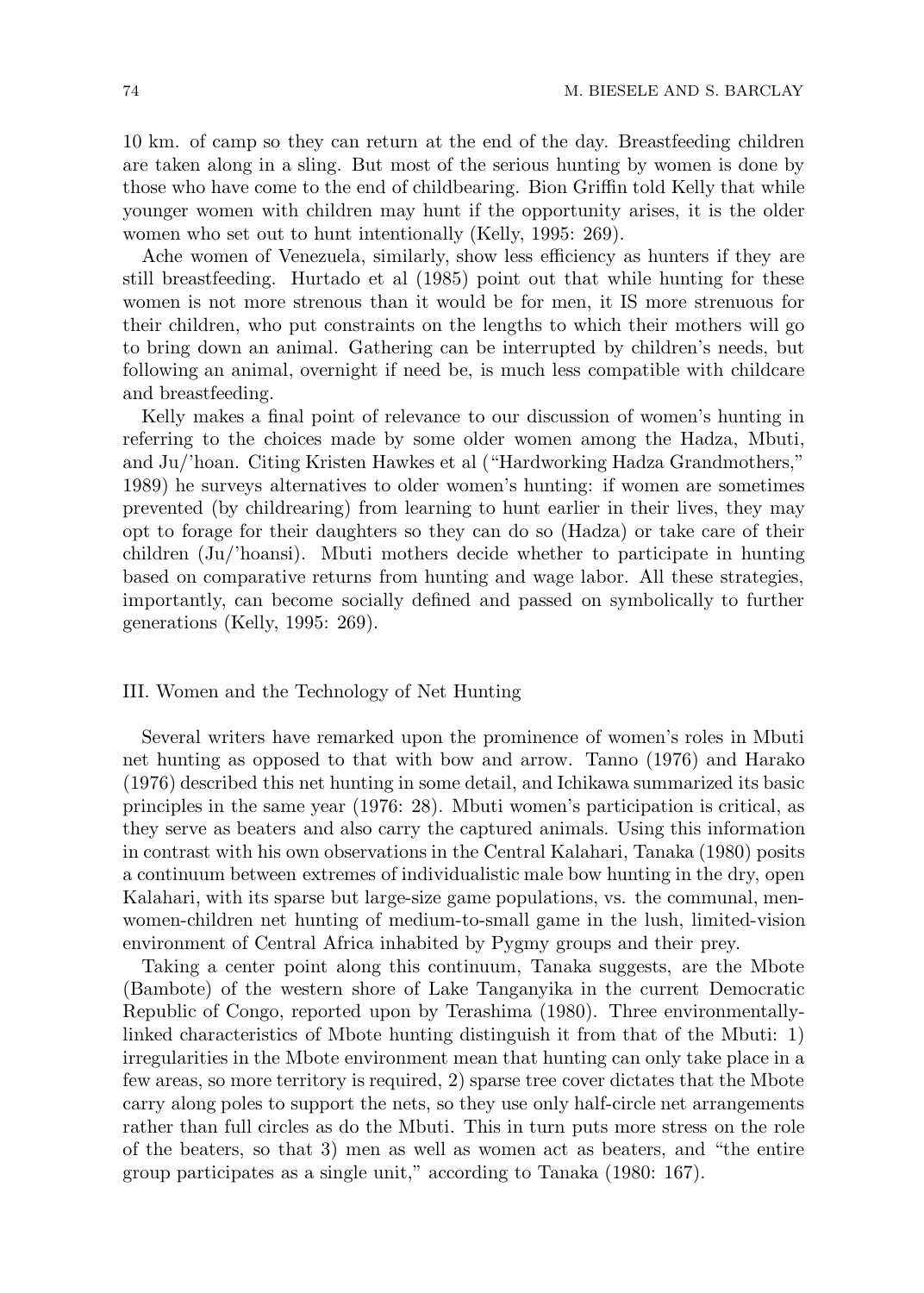10 km. of camp so they can return at the end of the day. Breastfeeding children are taken along in a sling. But most of the serious hunting by women is done by those who have come to the end of childbearing. Bion Griffin told Kelly that while younger women with children may hunt if the opportunity arises, it is the older women who set out to hunt intentionally (Kelly, 1995: 269).

Ache women of Venezuela, similarly, show less efficiency as hunters if they are still breastfeeding. Hurtado et al (1985) point out that while hunting for these women is not more strenous than it would be for men, it IS more strenuous for their children, who put constraints on the lengths to which their mothers will go to bring down an animal. Gathering can be interrupted by children's needs, but following an animal, overnight if need be, is much less compatible with childcare and breastfeeding.

Kelly makes a final point of relevance to our discussion of women's hunting in referring to the choices made by some older women among the Hadza, Mbuti, and Ju/'hoan. Citing Kristen Hawkes et al ("Hardworking Hadza Grandmothers," 1989) he surveys alternatives to older women's hunting: if women are sometimes prevented (by childrearing) from learning to hunt earlier in their lives, they may opt to forage for their daughters so they can do so (Hadza) or take care of their children (Ju/'hoansi). Mbuti mothers decide whether to participate in hunting based on comparative returns from hunting and wage labor. All these strategies, importantly, can become socially defined and passed on symbolically to further generations (Kelly, 1995: 269).

## III. Women and the Technology of Net Hunting

Several writers have remarked upon the prominence of women's roles in Mbuti net hunting as opposed to that with bow and arrow. Tanno (1976) and Harako (1976) described this net hunting in some detail, and Ichikawa summarized its basic principles in the same year (1976: 28). Mbuti women's participation is critical, as they serve as beaters and also carry the captured animals. Using this information in contrast with his own observations in the Central Kalahari, Tanaka (1980) posits a continuum between extremes of individualistic male bow hunting in the dry, open Kalahari, with its sparse but large-size game populations, vs. the communal, men-women-children net hunting of medium-to-small game in the lush, limited-vision environment of Central Africa inhabited by Pygmy groups and their prey.

Taking a center point along this continuum, Tanaka suggests, are the Mbote (Bambote) of the western shore of Lake Tanganyika in the current Democratic Republic of Congo, reported upon by Terashima (1980). Three environmentally-linked characteristics of Mbote hunting distinguish it from that of the Mbuti: 1) irregularities in the Mbote environment mean that hunting can only take place in a few areas, so more territory is required, 2) sparse tree cover dictates that the Mbote carry along poles to support the nets, so they use only half-circle net arrangements rather than full circles as do the Mbuti. This in turn puts more stress on the role of the beaters, so that 3) men as well as women act as beaters, and "the entire group participates as a single unit," according to Tanaka (1980: 167).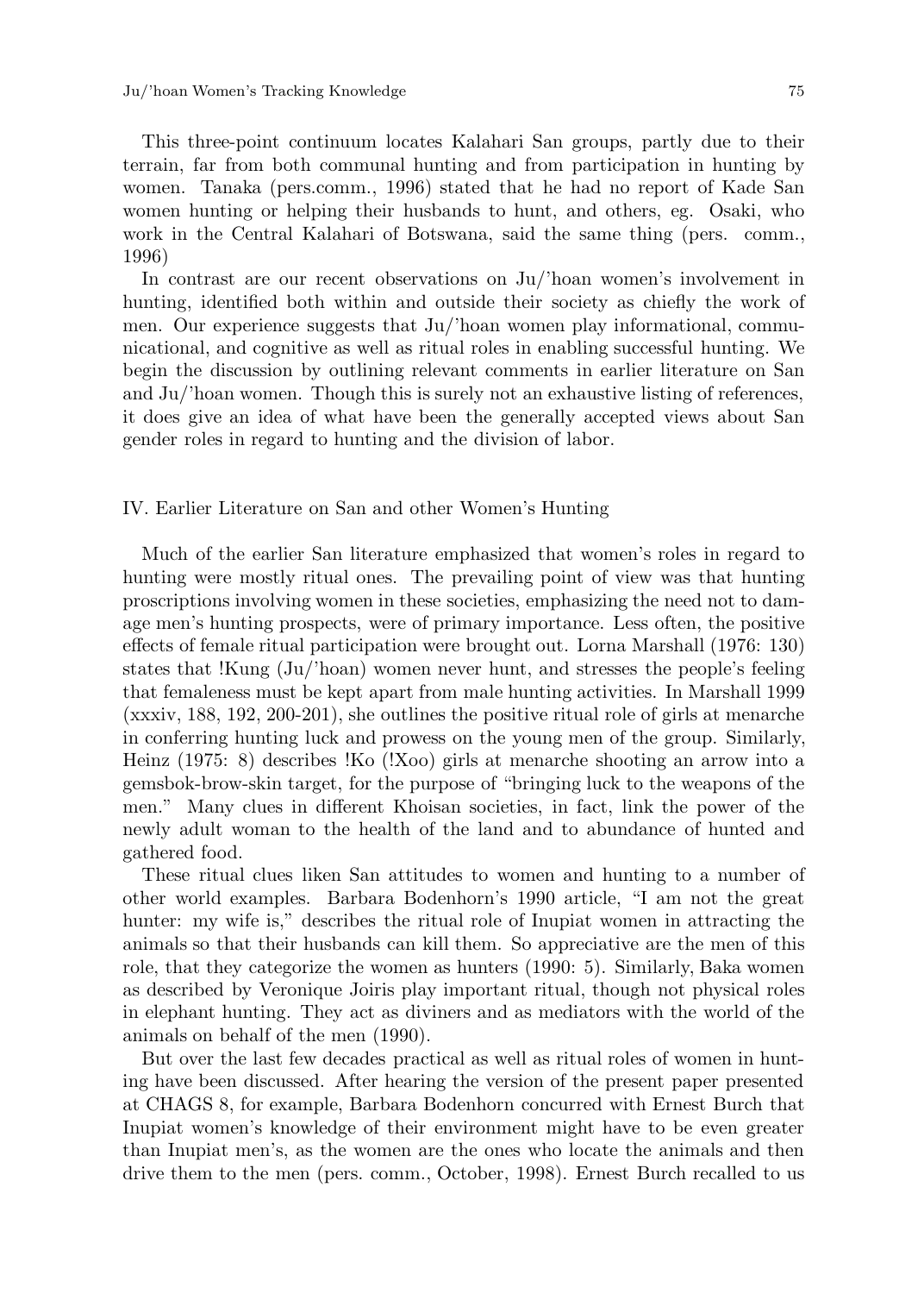This three-point continuum locates Kalahari San groups, partly due to their terrain, far from both communal hunting and from participation in hunting by women. Tanaka (pers.comm., 1996) stated that he had no report of Kade San women hunting or helping their husbands to hunt, and others, eg. Osaki, who work in the Central Kalahari of Botswana, said the same thing (pers. comm., 1996)

In contrast are our recent observations on Ju/'hoan women's involvement in hunting, identified both within and outside their society as chiefly the work of men. Our experience suggests that Ju/'hoan women play informational, communicational, and cognitive as well as ritual roles in enabling successful hunting. We begin the discussion by outlining relevant comments in earlier literature on San and Ju/'hoan women. Though this is surely not an exhaustive listing of references, it does give an idea of what have been the generally accepted views about San gender roles in regard to hunting and the division of labor.

## IV. Earlier Literature on San and other Women's Hunting

Much of the earlier San literature emphasized that women's roles in regard to hunting were mostly ritual ones. The prevailing point of view was that hunting proscriptions involving women in these societies, emphasizing the need not to damage men's hunting prospects, were of primary importance. Less often, the positive effects of female ritual participation were brought out. Lorna Marshall (1976: 130) states that !Kung (Ju/'hoan) women never hunt, and stresses the people's feeling that femaleness must be kept apart from male hunting activities. In Marshall 1999 (xxxiv, 188, 192, 200-201), she outlines the positive ritual role of girls at menarche in conferring hunting luck and prowess on the young men of the group. Similarly, Heinz (1975: 8) describes !Ko (!Xoo) girls at menarche shooting an arrow into a gemsbok-brow-skin target, for the purpose of "bringing luck to the weapons of the men." Many clues in different Khoisan societies, in fact, link the power of the newly adult woman to the health of the land and to abundance of hunted and gathered food.

These ritual clues liken San attitudes to women and hunting to a number of other world examples. Barbara Bodenhorn's 1990 article, "I am not the great hunter: my wife is," describes the ritual role of Inupiat women in attracting the animals so that their husbands can kill them. So appreciative are the men of this role, that they categorize the women as hunters (1990: 5). Similarly, Baka women as described by Veronique Joiris play important ritual, though not physical roles in elephant hunting. They act as diviners and as mediators with the world of the animals on behalf of the men (1990).

But over the last few decades practical as well as ritual roles of women in hunting have been discussed. After hearing the version of the present paper presented at CHAGS 8, for example, Barbara Bodenhorn concurred with Ernest Burch that Inupiat women's knowledge of their environment might have to be even greater than Inupiat men's, as the women are the ones who locate the animals and then drive them to the men (pers. comm., October, 1998). Ernest Burch recalled to us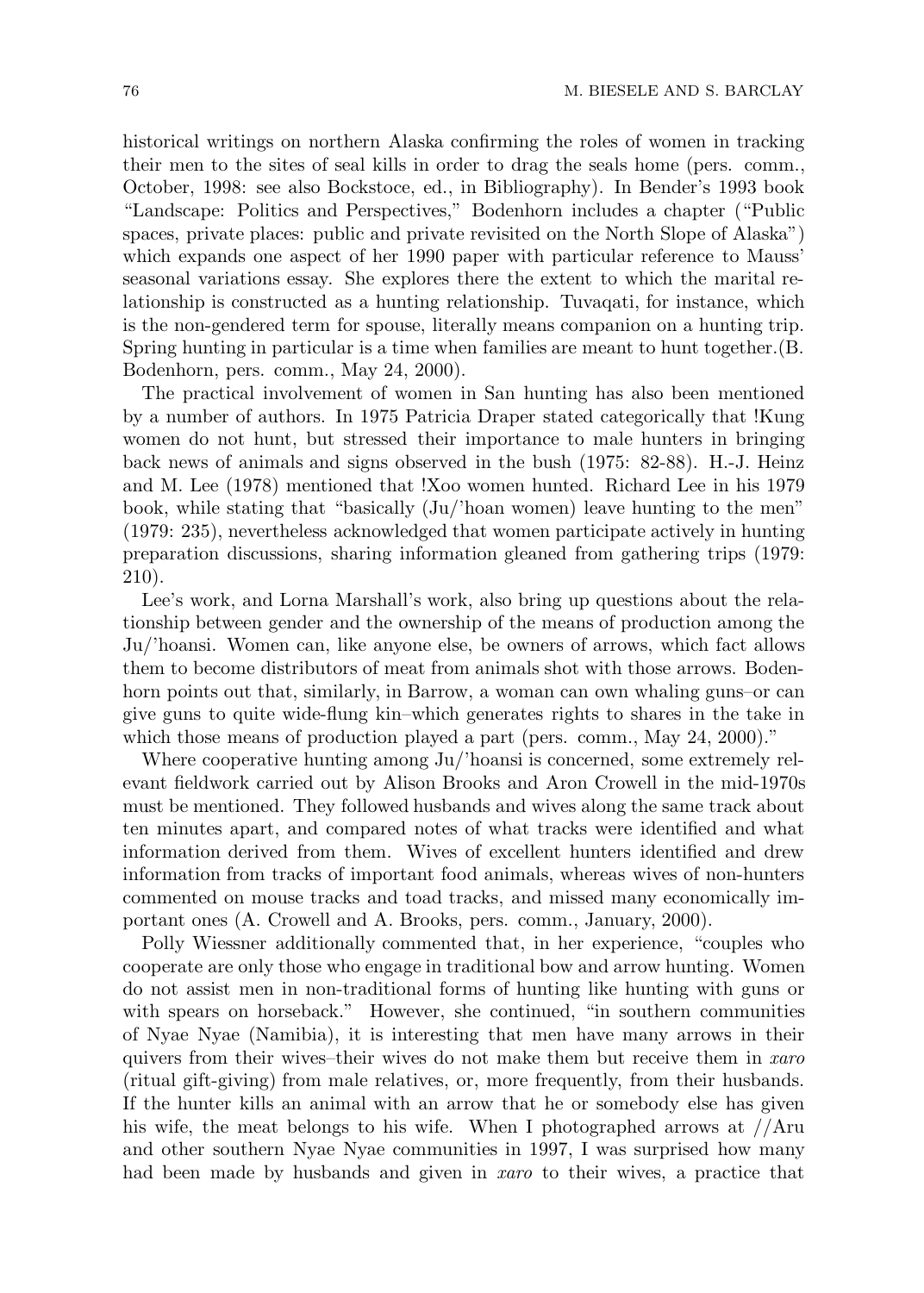historical writings on northern Alaska confirming the roles of women in tracking their men to the sites of seal kills in order to drag the seals home (pers. comm., October, 1998: see also Bockstoce, ed., in Bibliography). In Bender's 1993 book "Landscape: Politics and Perspectives," Bodenhorn includes a chapter ("Public spaces, private places: public and private revisited on the North Slope of Alaska") which expands one aspect of her 1990 paper with particular reference to Mauss' seasonal variations essay. She explores there the extent to which the marital relationship is constructed as a hunting relationship. Tuvaqati, for instance, which is the non-gendered term for spouse, literally means companion on a hunting trip. Spring hunting in particular is a time when families are meant to hunt together.(B. Bodenhorn, pers. comm., May 24, 2000).

The practical involvement of women in San hunting has also been mentioned by a number of authors. In 1975 Patricia Draper stated categorically that !Kung women do not hunt, but stressed their importance to male hunters in bringing back news of animals and signs observed in the bush (1975: 82-88). H.-J. Heinz and M. Lee (1978) mentioned that !Xoo women hunted. Richard Lee in his 1979 book, while stating that "basically (Ju/'hoan women) leave hunting to the men" (1979: 235), nevertheless acknowledged that women participate actively in hunting preparation discussions, sharing information gleaned from gathering trips (1979: 210).

Lee's work, and Lorna Marshall's work, also bring up questions about the relationship between gender and the ownership of the means of production among the Ju/'hoansi. Women can, like anyone else, be owners of arrows, which fact allows them to become distributors of meat from animals shot with those arrows. Bodenhorn points out that, similarly, in Barrow, a woman can own whaling guns–or can give guns to quite wide-flung kin–which generates rights to shares in the take in which those means of production played a part (pers. comm., May 24, 2000)."

Where cooperative hunting among Ju/'hoansi is concerned, some extremely relevant fieldwork carried out by Alison Brooks and Aron Crowell in the mid-1970s must be mentioned. They followed husbands and wives along the same track about ten minutes apart, and compared notes of what tracks were identified and what information derived from them. Wives of excellent hunters identified and drew information from tracks of important food animals, whereas wives of non-hunters commented on mouse tracks and toad tracks, and missed many economically important ones (A. Crowell and A. Brooks, pers. comm., January, 2000).

Polly Wiessner additionally commented that, in her experience, "couples who cooperate are only those who engage in traditional bow and arrow hunting. Women do not assist men in non-traditional forms of hunting like hunting with guns or with spears on horseback." However, she continued, "in southern communities of Nyae Nyae (Namibia), it is interesting that men have many arrows in their quivers from their wives–their wives do not make them but receive them in *xaro* (ritual gift-giving) from male relatives, or, more frequently, from their husbands. If the hunter kills an animal with an arrow that he or somebody else has given his wife, the meat belongs to his wife. When I photographed arrows at //Aru and other southern Nyae Nyae communities in 1997, I was surprised how many had been made by husbands and given in *xaro* to their wives, a practice that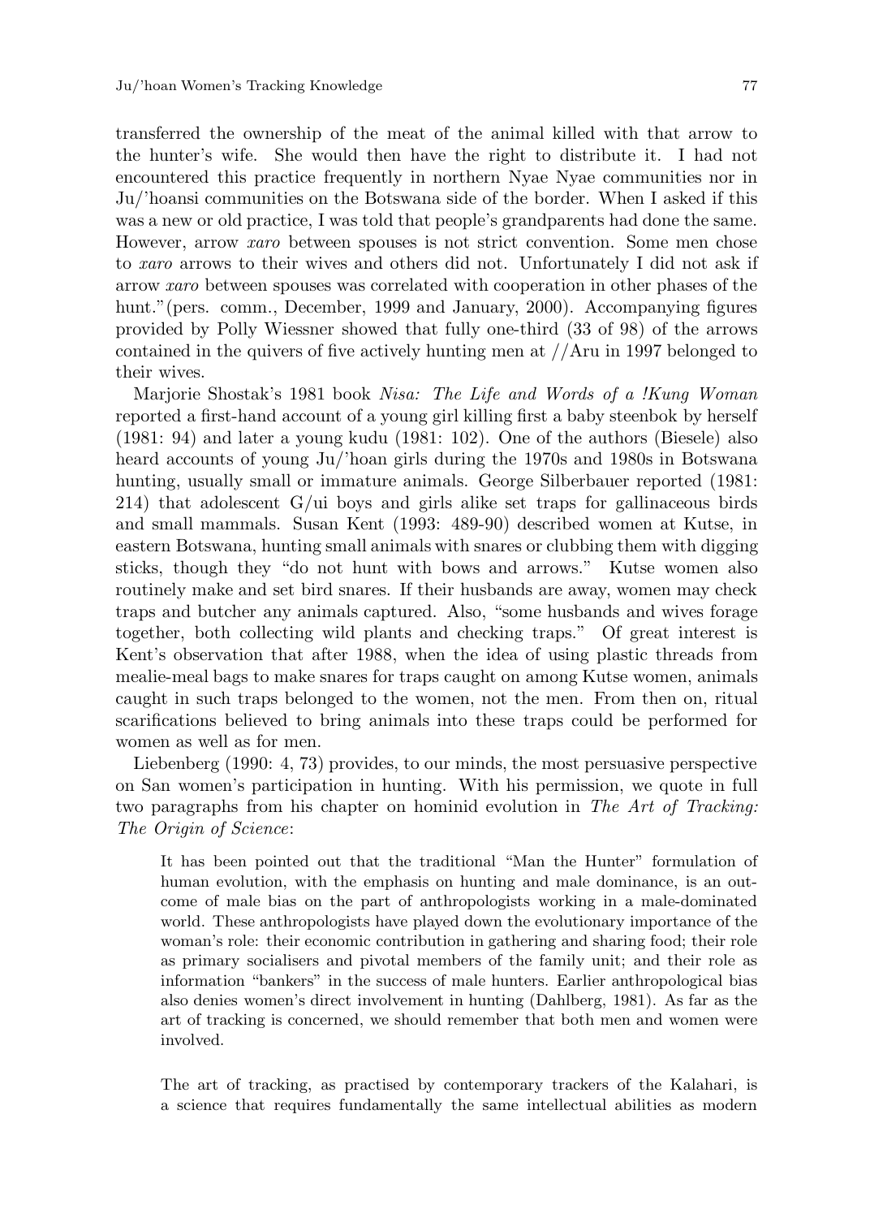transferred the ownership of the meat of the animal killed with that arrow to the hunter's wife. She would then have the right to distribute it. I had not encountered this practice frequently in northern Nyae Nyae communities nor in Ju/'hoansi communities on the Botswana side of the border. When I asked if this was a new or old practice, I was told that people's grandparents had done the same. However, arrow *xaro* between spouses is not strict convention. Some men chose to *xaro* arrows to their wives and others did not. Unfortunately I did not ask if arrow *xaro* between spouses was correlated with cooperation in other phases of the hunt."(pers. comm., December, 1999 and January, 2000). Accompanying figures provided by Polly Wiessner showed that fully one-third (33 of 98) of the arrows contained in the quivers of five actively hunting men at //Aru in 1997 belonged to their wives.

Marjorie Shostak's 1981 book *Nisa: The Life and Words of a !Kung Woman* reported a first-hand account of a young girl killing first a baby steenbok by herself (1981: 94) and later a young kudu (1981: 102). One of the authors (Biesele) also heard accounts of young Ju/'hoan girls during the 1970s and 1980s in Botswana hunting, usually small or immature animals. George Silberbauer reported (1981: 214) that adolescent G/ui boys and girls alike set traps for gallinaceous birds and small mammals. Susan Kent (1993: 489-90) described women at Kutse, in eastern Botswana, hunting small animals with snares or clubbing them with digging sticks, though they "do not hunt with bows and arrows." Kutse women also routinely make and set bird snares. If their husbands are away, women may check traps and butcher any animals captured. Also, "some husbands and wives forage together, both collecting wild plants and checking traps." Of great interest is Kent's observation that after 1988, when the idea of using plastic threads from mealie-meal bags to make snares for traps caught on among Kutse women, animals caught in such traps belonged to the women, not the men. From then on, ritual scarifications believed to bring animals into these traps could be performed for women as well as for men.

Liebenberg (1990: 4, 73) provides, to our minds, the most persuasive perspective on San women's participation in hunting. With his permission, we quote in full two paragraphs from his chapter on hominid evolution in *The Art of Tracking: The Origin of Science*:

> It has been pointed out that the traditional "Man the Hunter" formulation of human evolution, with the emphasis on hunting and male dominance, is an outcome of male bias on the part of anthropologists working in a male-dominated world. These anthropologists have played down the evolutionary importance of the woman's role: their economic contribution in gathering and sharing food; their role as primary socialisers and pivotal members of the family unit; and their role as information "bankers" in the success of male hunters. Earlier anthropological bias also denies women's direct involvement in hunting (Dahlberg, 1981). As far as the art of tracking is concerned, we should remember that both men and women were involved.
>
> The art of tracking, as practised by contemporary trackers of the Kalahari, is a science that requires fundamentally the same intellectual abilities as modern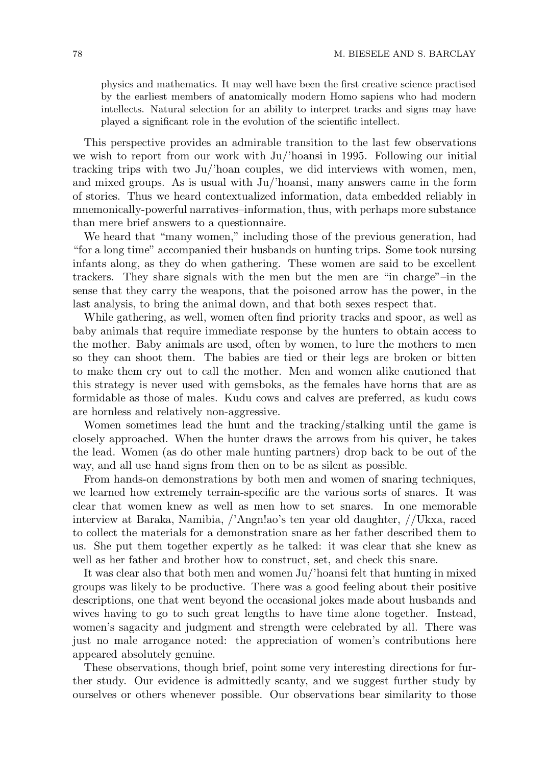> physics and mathematics. It may well have been the first creative science practised by the earliest members of anatomically modern Homo sapiens who had modern intellects. Natural selection for an ability to interpret tracks and signs may have played a significant role in the evolution of the scientific intellect.

This perspective provides an admirable transition to the last few observations we wish to report from our work with Ju/'hoansi in 1995. Following our initial tracking trips with two Ju/'hoan couples, we did interviews with women, men, and mixed groups. As is usual with Ju/'hoansi, many answers came in the form of stories. Thus we heard contextualized information, data embedded reliably in mnemonically-powerful narratives–information, thus, with perhaps more substance than mere brief answers to a questionnaire.

We heard that "many women," including those of the previous generation, had "for a long time" accompanied their husbands on hunting trips. Some took nursing infants along, as they do when gathering. These women are said to be excellent trackers. They share signals with the men but the men are "in charge"–in the sense that they carry the weapons, that the poisoned arrow has the power, in the last analysis, to bring the animal down, and that both sexes respect that.

While gathering, as well, women often find priority tracks and spoor, as well as baby animals that require immediate response by the hunters to obtain access to the mother. Baby animals are used, often by women, to lure the mothers to men so they can shoot them. The babies are tied or their legs are broken or bitten to make them cry out to call the mother. Men and women alike cautioned that this strategy is never used with gemsboks, as the females have horns that are as formidable as those of males. Kudu cows and calves are preferred, as kudu cows are hornless and relatively non-aggressive.

Women sometimes lead the hunt and the tracking/stalking until the game is closely approached. When the hunter draws the arrows from his quiver, he takes the lead. Women (as do other male hunting partners) drop back to be out of the way, and all use hand signs from then on to be as silent as possible.

From hands-on demonstrations by both men and women of snaring techniques, we learned how extremely terrain-specific are the various sorts of snares. It was clear that women knew as well as men how to set snares. In one memorable interview at Baraka, Namibia, /'Angn!ao's ten year old daughter, //Ukxa, raced to collect the materials for a demonstration snare as her father described them to us. She put them together expertly as he talked: it was clear that she knew as well as her father and brother how to construct, set, and check this snare.

It was clear also that both men and women Ju/'hoansi felt that hunting in mixed groups was likely to be productive. There was a good feeling about their positive descriptions, one that went beyond the occasional jokes made about husbands and wives having to go to such great lengths to have time alone together. Instead, women's sagacity and judgment and strength were celebrated by all. There was just no male arrogance noted: the appreciation of women's contributions here appeared absolutely genuine.

These observations, though brief, point some very interesting directions for further study. Our evidence is admittedly scanty, and we suggest further study by ourselves or others whenever possible. Our observations bear similarity to those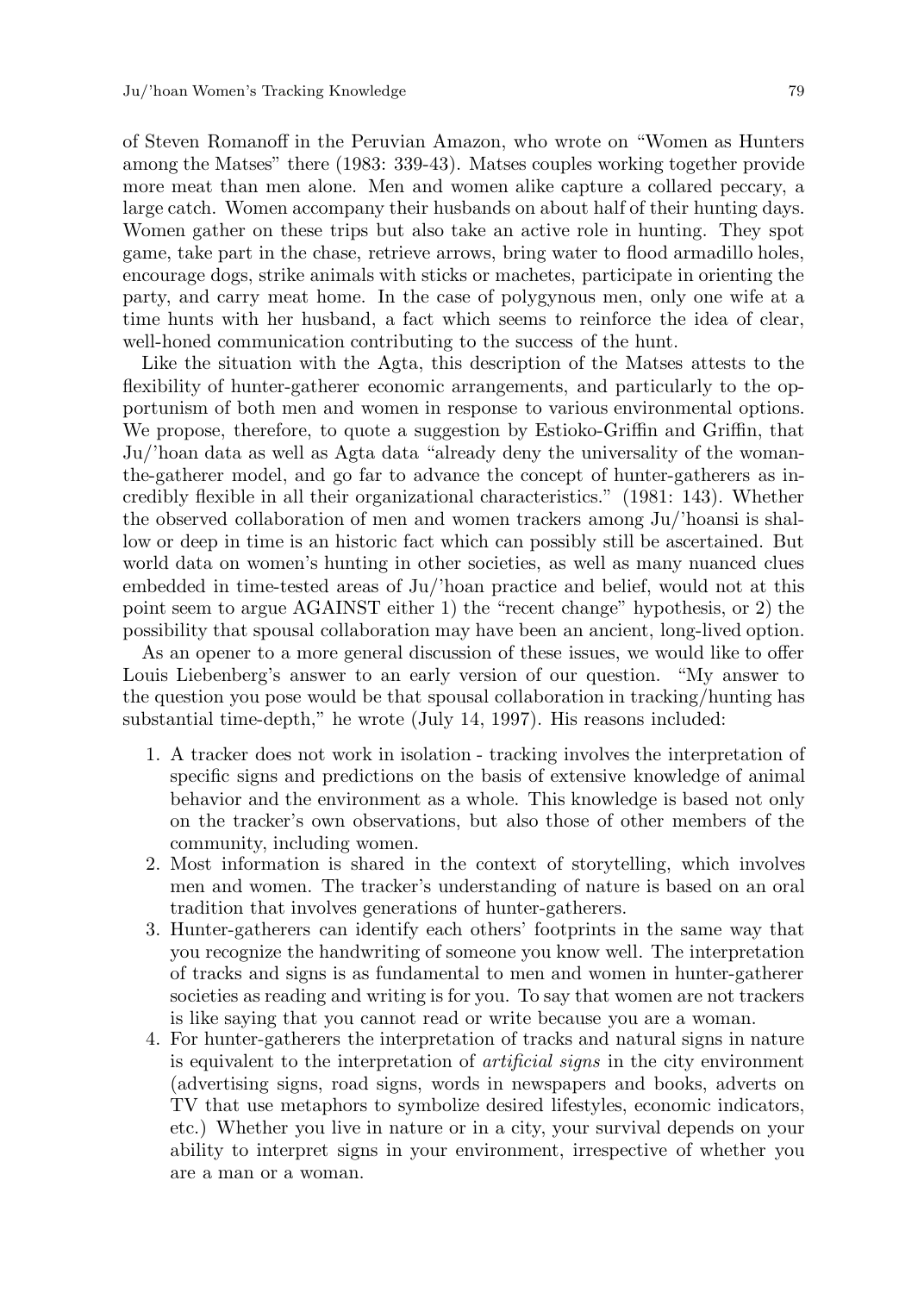of Steven Romanoff in the Peruvian Amazon, who wrote on "Women as Hunters among the Matses" there (1983: 339-43). Matses couples working together provide more meat than men alone. Men and women alike capture a collared peccary, a large catch. Women accompany their husbands on about half of their hunting days. Women gather on these trips but also take an active role in hunting. They spot game, take part in the chase, retrieve arrows, bring water to flood armadillo holes, encourage dogs, strike animals with sticks or machetes, participate in orienting the party, and carry meat home. In the case of polygynous men, only one wife at a time hunts with her husband, a fact which seems to reinforce the idea of clear, well-honed communication contributing to the success of the hunt.

Like the situation with the Agta, this description of the Matses attests to the flexibility of hunter-gatherer economic arrangements, and particularly to the opportunism of both men and women in response to various environmental options. We propose, therefore, to quote a suggestion by Estioko-Griffin and Griffin, that Ju/'hoan data as well as Agta data "already deny the universality of the woman-the-gatherer model, and go far to advance the concept of hunter-gatherers as incredibly flexible in all their organizational characteristics." (1981: 143). Whether the observed collaboration of men and women trackers among Ju/'hoansi is shallow or deep in time is an historic fact which can possibly still be ascertained. But world data on women's hunting in other societies, as well as many nuanced clues embedded in time-tested areas of Ju/'hoan practice and belief, would not at this point seem to argue AGAINST either 1) the "recent change" hypothesis, or 2) the possibility that spousal collaboration may have been an ancient, long-lived option.

As an opener to a more general discussion of these issues, we would like to offer Louis Liebenberg's answer to an early version of our question. "My answer to the question you pose would be that spousal collaboration in tracking/hunting has substantial time-depth," he wrote (July 14, 1997). His reasons included:

1. A tracker does not work in isolation - tracking involves the interpretation of specific signs and predictions on the basis of extensive knowledge of animal behavior and the environment as a whole. This knowledge is based not only on the tracker's own observations, but also those of other members of the community, including women.
2. Most information is shared in the context of storytelling, which involves men and women. The tracker's understanding of nature is based on an oral tradition that involves generations of hunter-gatherers.
3. Hunter-gatherers can identify each others' footprints in the same way that you recognize the handwriting of someone you know well. The interpretation of tracks and signs is as fundamental to men and women in hunter-gatherer societies as reading and writing is for you. To say that women are not trackers is like saying that you cannot read or write because you are a woman.
4. For hunter-gatherers the interpretation of tracks and natural signs in nature is equivalent to the interpretation of *artificial signs* in the city environment (advertising signs, road signs, words in newspapers and books, adverts on TV that use metaphors to symbolize desired lifestyles, economic indicators, etc.) Whether you live in nature or in a city, your survival depends on your ability to interpret signs in your environment, irrespective of whether you are a man or a woman.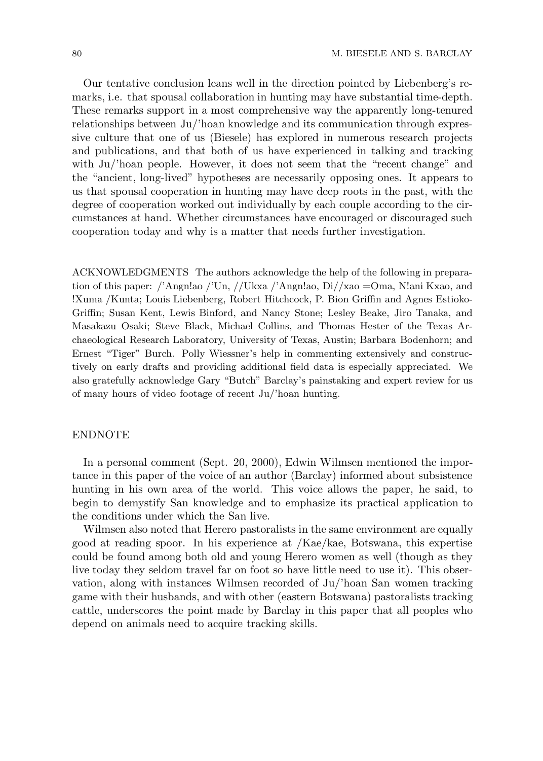Our tentative conclusion leans well in the direction pointed by Liebenberg's remarks, i.e. that spousal collaboration in hunting may have substantial time-depth. These remarks support in a most comprehensive way the apparently long-tenured relationships between Ju/'hoan knowledge and its communication through expressive culture that one of us (Biesele) has explored in numerous research projects and publications, and that both of us have experienced in talking and tracking with Ju/'hoan people. However, it does not seem that the "recent change" and the "ancient, long-lived" hypotheses are necessarily opposing ones. It appears to us that spousal cooperation in hunting may have deep roots in the past, with the degree of cooperation worked out individually by each couple according to the circumstances at hand. Whether circumstances have encouraged or discouraged such cooperation today and why is a matter that needs further investigation.

ACKNOWLEDGMENTS The authors acknowledge the help of the following in preparation of this paper: /'Angn!ao /'Un, //Ukxa /'Angn!ao, Di//xao =Oma, N!ani Kxao, and !Xuma /Kunta; Louis Liebenberg, Robert Hitchcock, P. Bion Griffin and Agnes Estioko-Griffin; Susan Kent, Lewis Binford, and Nancy Stone; Lesley Beake, Jiro Tanaka, and Masakazu Osaki; Steve Black, Michael Collins, and Thomas Hester of the Texas Archaeological Research Laboratory, University of Texas, Austin; Barbara Bodenhorn; and Ernest "Tiger" Burch. Polly Wiessner's help in commenting extensively and constructively on early drafts and providing additional field data is especially appreciated. We also gratefully acknowledge Gary "Butch" Barclay's painstaking and expert review for us of many hours of video footage of recent Ju/'hoan hunting.

## ENDNOTE

In a personal comment (Sept. 20, 2000), Edwin Wilmsen mentioned the importance in this paper of the voice of an author (Barclay) informed about subsistence hunting in his own area of the world. This voice allows the paper, he said, to begin to demystify San knowledge and to emphasize its practical application to the conditions under which the San live.

Wilmsen also noted that Herero pastoralists in the same environment are equally good at reading spoor. In his experience at /Kae/kae, Botswana, this expertise could be found among both old and young Herero women as well (though as they live today they seldom travel far on foot so have little need to use it). This observation, along with instances Wilmsen recorded of Ju/'hoan San women tracking game with their husbands, and with other (eastern Botswana) pastoralists tracking cattle, underscores the point made by Barclay in this paper that all peoples who depend on animals need to acquire tracking skills.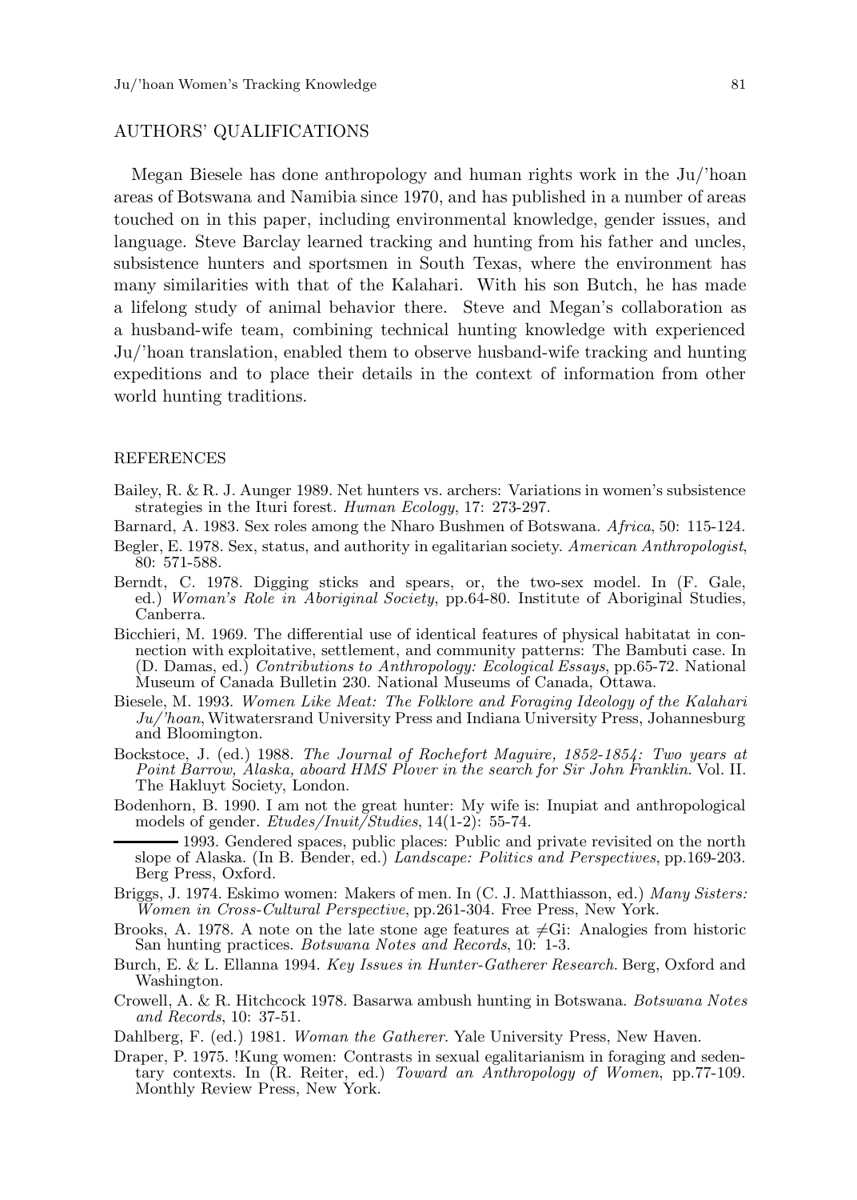## AUTHORS' QUALIFICATIONS

Megan Biesele has done anthropology and human rights work in the Ju/'hoan areas of Botswana and Namibia since 1970, and has published in a number of areas touched on in this paper, including environmental knowledge, gender issues, and language. Steve Barclay learned tracking and hunting from his father and uncles, subsistence hunters and sportsmen in South Texas, where the environment has many similarities with that of the Kalahari. With his son Butch, he has made a lifelong study of animal behavior there. Steve and Megan's collaboration as a husband-wife team, combining technical hunting knowledge with experienced Ju/'hoan translation, enabled them to observe husband-wife tracking and hunting expeditions and to place their details in the context of information from other world hunting traditions.

## REFERENCES

Bailey, R. & R. J. Aunger 1989. Net hunters vs. archers: Variations in women's subsistence strategies in the Ituri forest. *Human Ecology*, 17: 273-297.

Barnard, A. 1983. Sex roles among the Nharo Bushmen of Botswana. *Africa*, 50: 115-124.

Begler, E. 1978. Sex, status, and authority in egalitarian society. *American Anthropologist*, 80: 571-588.

Berndt, C. 1978. Digging sticks and spears, or, the two-sex model. In (F. Gale, ed.) *Woman's Role in Aboriginal Society*, pp.64-80. Institute of Aboriginal Studies, Canberra.

Bicchieri, M. 1969. The differential use of identical features of physical habitatat in connection with exploitative, settlement, and community patterns: The Bambuti case. In (D. Damas, ed.) *Contributions to Anthropology: Ecological Essays*, pp.65-72. National Museum of Canada Bulletin 230. National Museums of Canada, Ottawa.

Biesele, M. 1993. *Women Like Meat: The Folklore and Foraging Ideology of the Kalahari Ju/'hoan*, Witwatersrand University Press and Indiana University Press, Johannesburg and Bloomington.

Bockstoce, J. (ed.) 1988. *The Journal of Rochefort Maguire, 1852-1854: Two years at Point Barrow, Alaska, aboard HMS Plover in the search for Sir John Franklin*. Vol. II. The Hakluyt Society, London.

Bodenhorn, B. 1990. I am not the great hunter: My wife is: Inupiat and anthropological models of gender. *Etudes/Inuit/Studies*, 14(1-2): 55-74.

——— 1993. Gendered spaces, public places: Public and private revisited on the north slope of Alaska. (In B. Bender, ed.) *Landscape: Politics and Perspectives*, pp.169-203. Berg Press, Oxford.

Briggs, J. 1974. Eskimo women: Makers of men. In (C. J. Matthiasson, ed.) *Many Sisters: Women in Cross-Cultural Perspective*, pp.261-304. Free Press, New York.

Brooks, A. 1978. A note on the late stone age features at ≠Gi: Analogies from historic San hunting practices. *Botswana Notes and Records*, 10: 1-3.

Burch, E. & L. Ellanna 1994. *Key Issues in Hunter-Gatherer Research*. Berg, Oxford and Washington.

Crowell, A. & R. Hitchcock 1978. Basarwa ambush hunting in Botswana. *Botswana Notes and Records*, 10: 37-51.

Dahlberg, F. (ed.) 1981. *Woman the Gatherer*. Yale University Press, New Haven.

Draper, P. 1975. !Kung women: Contrasts in sexual egalitarianism in foraging and sedentary contexts. In (R. Reiter, ed.) *Toward an Anthropology of Women*, pp.77-109. Monthly Review Press, New York.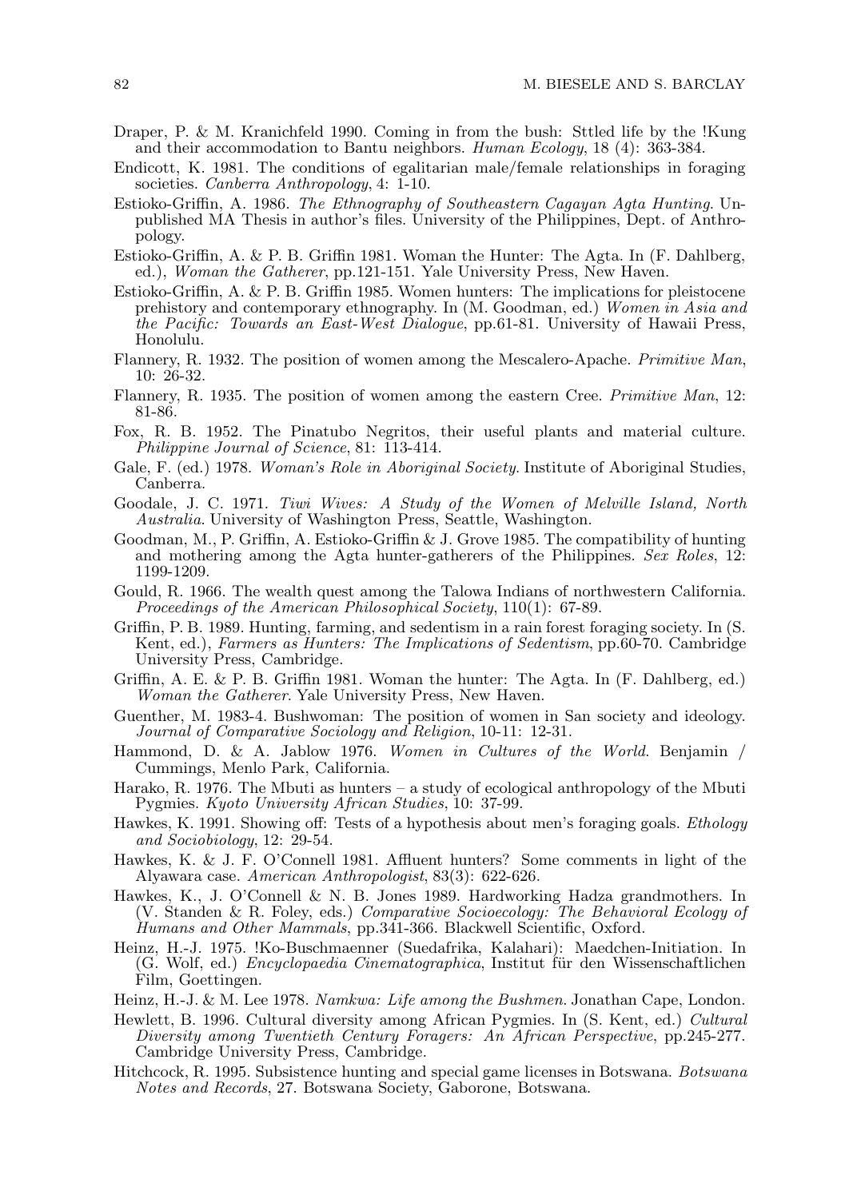Draper, P. & M. Kranichfeld 1990. Coming in from the bush: Sttled life by the !Kung and their accommodation to Bantu neighbors. *Human Ecology*, 18 (4): 363-384.

Endicott, K. 1981. The conditions of egalitarian male/female relationships in foraging societies. *Canberra Anthropology*, 4: 1-10.

Estioko-Griffin, A. 1986. *The Ethnography of Southeastern Cagayan Agta Hunting*. Unpublished MA Thesis in author's files. University of the Philippines, Dept. of Anthropology.

Estioko-Griffin, A. & P. B. Griffin 1981. Woman the Hunter: The Agta. In (F. Dahlberg, ed.), *Woman the Gatherer*, pp.121-151. Yale University Press, New Haven.

Estioko-Griffin, A. & P. B. Griffin 1985. Women hunters: The implications for pleistocene prehistory and contemporary ethnography. In (M. Goodman, ed.) *Women in Asia and the Pacific: Towards an East-West Dialogue*, pp.61-81. University of Hawaii Press, Honolulu.

Flannery, R. 1932. The position of women among the Mescalero-Apache. *Primitive Man*, 10: 26-32.

Flannery, R. 1935. The position of women among the eastern Cree. *Primitive Man*, 12: 81-86.

Fox, R. B. 1952. The Pinatubo Negritos, their useful plants and material culture. *Philippine Journal of Science*, 81: 113-414.

Gale, F. (ed.) 1978. *Woman's Role in Aboriginal Society*. Institute of Aboriginal Studies, Canberra.

Goodale, J. C. 1971. *Tiwi Wives: A Study of the Women of Melville Island, North Australia*. University of Washington Press, Seattle, Washington.

Goodman, M., P. Griffin, A. Estioko-Griffin & J. Grove 1985. The compatibility of hunting and mothering among the Agta hunter-gatherers of the Philippines. *Sex Roles*, 12: 1199-1209.

Gould, R. 1966. The wealth quest among the Talowa Indians of northwestern California. *Proceedings of the American Philosophical Society*, 110(1): 67-89.

Griffin, P. B. 1989. Hunting, farming, and sedentism in a rain forest foraging society. In (S. Kent, ed.), *Farmers as Hunters: The Implications of Sedentism*, pp.60-70. Cambridge University Press, Cambridge.

Griffin, A. E. & P. B. Griffin 1981. Woman the hunter: The Agta. In (F. Dahlberg, ed.) *Woman the Gatherer*. Yale University Press, New Haven.

Guenther, M. 1983-4. Bushwoman: The position of women in San society and ideology. *Journal of Comparative Sociology and Religion*, 10-11: 12-31.

Hammond, D. & A. Jablow 1976. *Women in Cultures of the World*. Benjamin / Cummings, Menlo Park, California.

Harako, R. 1976. The Mbuti as hunters – a study of ecological anthropology of the Mbuti Pygmies. *Kyoto University African Studies*, 10: 37-99.

Hawkes, K. 1991. Showing off: Tests of a hypothesis about men's foraging goals. *Ethology and Sociobiology*, 12: 29-54.

Hawkes, K. & J. F. O'Connell 1981. Affluent hunters? Some comments in light of the Alyawara case. *American Anthropologist*, 83(3): 622-626.

Hawkes, K., J. O'Connell & N. B. Jones 1989. Hardworking Hadza grandmothers. In (V. Standen & R. Foley, eds.) *Comparative Socioecology: The Behavioral Ecology of Humans and Other Mammals*, pp.341-366. Blackwell Scientific, Oxford.

Heinz, H.-J. 1975. !Ko-Buschmaenner (Suedafrika, Kalahari): Maedchen-Initiation. In (G. Wolf, ed.) *Encyclopaedia Cinematographica*, Institut für den Wissenschaftlichen Film, Goettingen.

Heinz, H.-J. & M. Lee 1978. *Namkwa: Life among the Bushmen*. Jonathan Cape, London.

Hewlett, B. 1996. Cultural diversity among African Pygmies. In (S. Kent, ed.) *Cultural Diversity among Twentieth Century Foragers: An African Perspective*, pp.245-277. Cambridge University Press, Cambridge.

Hitchcock, R. 1995. Subsistence hunting and special game licenses in Botswana. *Botswana Notes and Records*, 27. Botswana Society, Gaborone, Botswana.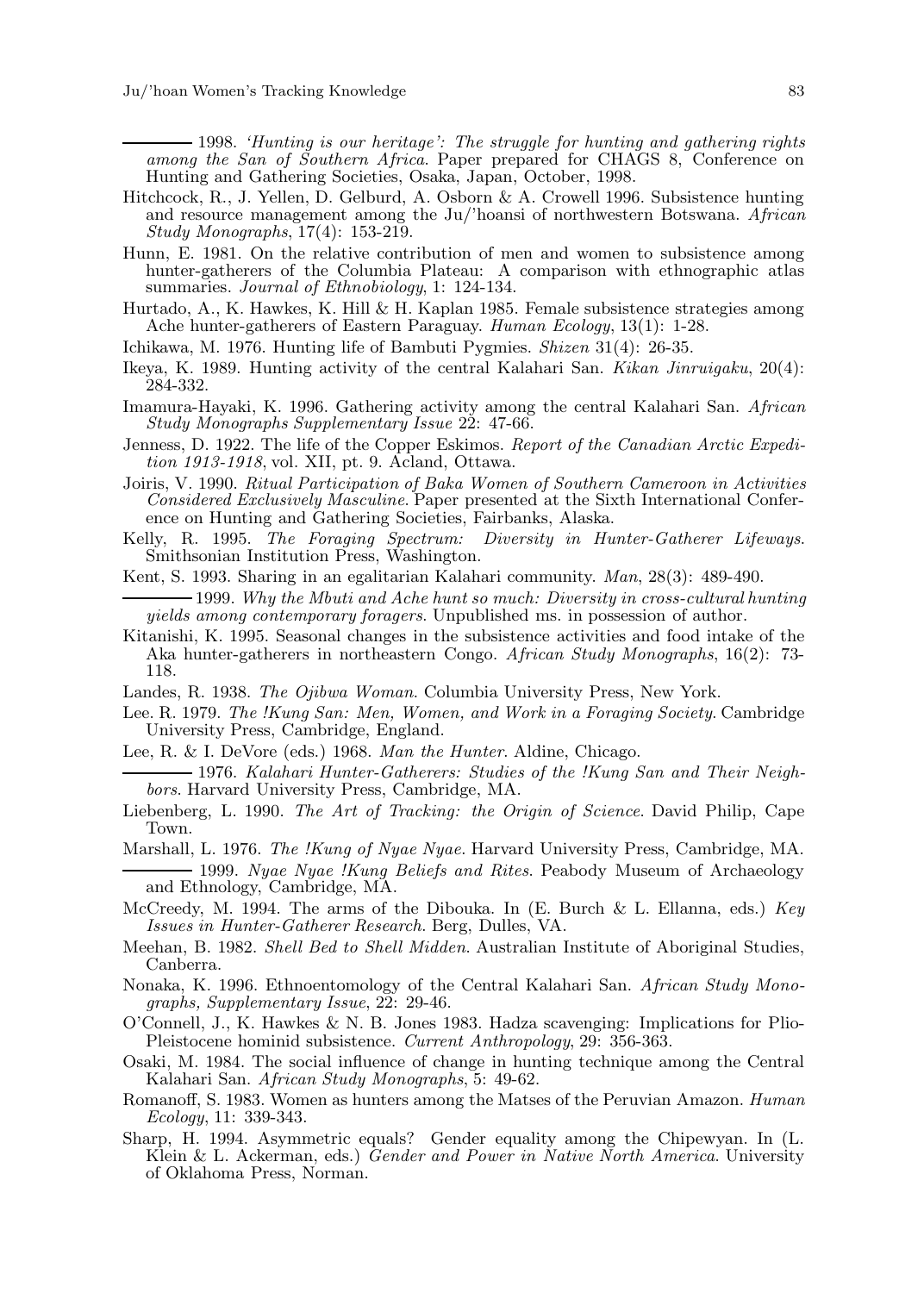——— 1998. *'Hunting is our heritage': The struggle for hunting and gathering rights among the San of Southern Africa*. Paper prepared for CHAGS 8, Conference on Hunting and Gathering Societies, Osaka, Japan, October, 1998.

Hitchcock, R., J. Yellen, D. Gelburd, A. Osborn & A. Crowell 1996. Subsistence hunting and resource management among the Ju/'hoansi of northwestern Botswana. *African Study Monographs*, 17(4): 153-219.

Hunn, E. 1981. On the relative contribution of men and women to subsistence among hunter-gatherers of the Columbia Plateau: A comparison with ethnographic atlas summaries. *Journal of Ethnobiology*, 1: 124-134.

Hurtado, A., K. Hawkes, K. Hill & H. Kaplan 1985. Female subsistence strategies among Ache hunter-gatherers of Eastern Paraguay. *Human Ecology*, 13(1): 1-28.

Ichikawa, M. 1976. Hunting life of Bambuti Pygmies. *Shizen* 31(4): 26-35.

Ikeya, K. 1989. Hunting activity of the central Kalahari San. *Kikan Jinruigaku*, 20(4): 284-332.

Imamura-Hayaki, K. 1996. Gathering activity among the central Kalahari San. *African Study Monographs Supplementary Issue* 22: 47-66.

Jenness, D. 1922. The life of the Copper Eskimos. *Report of the Canadian Arctic Expedition 1913-1918*, vol. XII, pt. 9. Acland, Ottawa.

Joiris, V. 1990. *Ritual Participation of Baka Women of Southern Cameroon in Activities Considered Exclusively Masculine*. Paper presented at the Sixth International Conference on Hunting and Gathering Societies, Fairbanks, Alaska.

Kelly, R. 1995. *The Foraging Spectrum: Diversity in Hunter-Gatherer Lifeways*. Smithsonian Institution Press, Washington.

Kent, S. 1993. Sharing in an egalitarian Kalahari community. *Man*, 28(3): 489-490.

——— 1999. *Why the Mbuti and Ache hunt so much: Diversity in cross-cultural hunting yields among contemporary foragers*. Unpublished ms. in possession of author.

Kitanishi, K. 1995. Seasonal changes in the subsistence activities and food intake of the Aka hunter-gatherers in northeastern Congo. *African Study Monographs*, 16(2): 73-118.

Landes, R. 1938. *The Ojibwa Woman*. Columbia University Press, New York.

Lee. R. 1979. *The !Kung San: Men, Women, and Work in a Foraging Society*. Cambridge University Press, Cambridge, England.

Lee, R. & I. DeVore (eds.) 1968. *Man the Hunter*. Aldine, Chicago.

——— 1976. *Kalahari Hunter-Gatherers: Studies of the !Kung San and Their Neighbors*. Harvard University Press, Cambridge, MA.

Liebenberg, L. 1990. *The Art of Tracking: the Origin of Science*. David Philip, Cape Town.

Marshall, L. 1976. *The !Kung of Nyae Nyae*. Harvard University Press, Cambridge, MA.

——— 1999. *Nyae Nyae !Kung Beliefs and Rites*. Peabody Museum of Archaeology and Ethnology, Cambridge, MA.

McCreedy, M. 1994. The arms of the Dibouka. In (E. Burch & L. Ellanna, eds.) *Key Issues in Hunter-Gatherer Research*. Berg, Dulles, VA.

Meehan, B. 1982. *Shell Bed to Shell Midden*. Australian Institute of Aboriginal Studies, Canberra.

Nonaka, K. 1996. Ethnoentomology of the Central Kalahari San. *African Study Monographs, Supplementary Issue*, 22: 29-46.

O'Connell, J., K. Hawkes & N. B. Jones 1983. Hadza scavenging: Implications for Plio-Pleistocene hominid subsistence. *Current Anthropology*, 29: 356-363.

Osaki, M. 1984. The social influence of change in hunting technique among the Central Kalahari San. *African Study Monographs*, 5: 49-62.

Romanoff, S. 1983. Women as hunters among the Matses of the Peruvian Amazon. *Human Ecology*, 11: 339-343.

Sharp, H. 1994. Asymmetric equals? Gender equality among the Chipewyan. In (L. Klein & L. Ackerman, eds.) *Gender and Power in Native North America*. University of Oklahoma Press, Norman.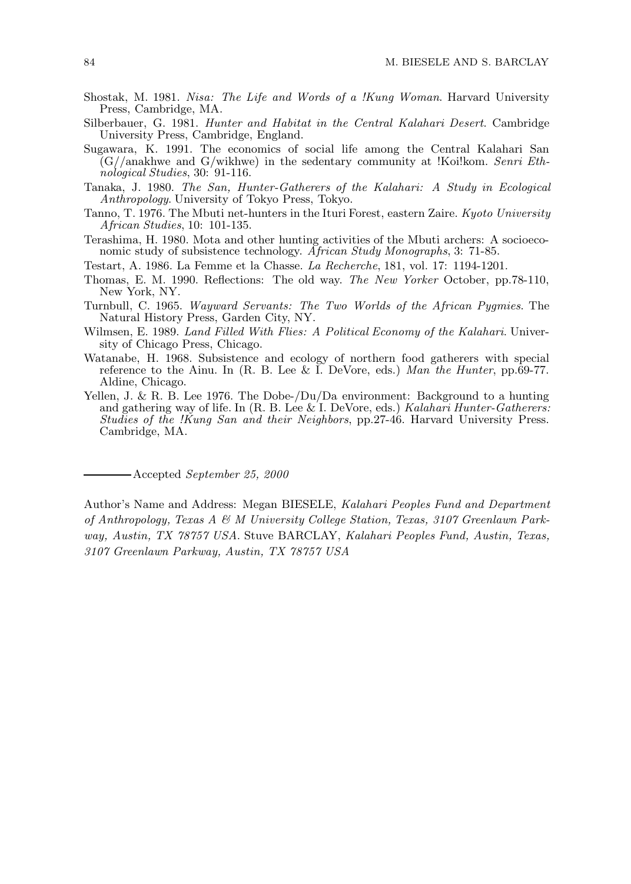Shostak, M. 1981. *Nisa: The Life and Words of a !Kung Woman*. Harvard University Press, Cambridge, MA.

Silberbauer, G. 1981. *Hunter and Habitat in the Central Kalahari Desert*. Cambridge University Press, Cambridge, England.

Sugawara, K. 1991. The economics of social life among the Central Kalahari San (G//anakhwe and G/wikhwe) in the sedentary community at !Koi!kom. *Senri Ethnological Studies*, 30: 91-116.

Tanaka, J. 1980. *The San, Hunter-Gatherers of the Kalahari: A Study in Ecological Anthropology*. University of Tokyo Press, Tokyo.

Tanno, T. 1976. The Mbuti net-hunters in the Ituri Forest, eastern Zaire. *Kyoto University African Studies*, 10: 101-135.

Terashima, H. 1980. Mota and other hunting activities of the Mbuti archers: A socioeconomic study of subsistence technology. *African Study Monographs*, 3: 71-85.

Testart, A. 1986. La Femme et la Chasse. *La Recherche*, 181, vol. 17: 1194-1201.

Thomas, E. M. 1990. Reflections: The old way. *The New Yorker* October, pp.78-110, New York, NY.

Turnbull, C. 1965. *Wayward Servants: The Two Worlds of the African Pygmies*. The Natural History Press, Garden City, NY.

Wilmsen, E. 1989. *Land Filled With Flies: A Political Economy of the Kalahari*. University of Chicago Press, Chicago.

Watanabe, H. 1968. Subsistence and ecology of northern food gatherers with special reference to the Ainu. In (R. B. Lee & I. DeVore, eds.) *Man the Hunter*, pp.69-77. Aldine, Chicago.

Yellen, J. & R. B. Lee 1976. The Dobe-/Du/Da environment: Background to a hunting and gathering way of life. In (R. B. Lee & I. DeVore, eds.) *Kalahari Hunter-Gatherers: Studies of the !Kung San and their Neighbors*, pp.27-46. Harvard University Press. Cambridge, MA.

——— Accepted *September 25, 2000*

Author's Name and Address: Megan BIESELE, *Kalahari Peoples Fund and Department of Anthropology, Texas A & M University College Station, Texas, 3107 Greenlawn Parkway, Austin, TX 78757 USA*. Stuve BARCLAY, *Kalahari Peoples Fund, Austin, Texas, 3107 Greenlawn Parkway, Austin, TX 78757 USA*